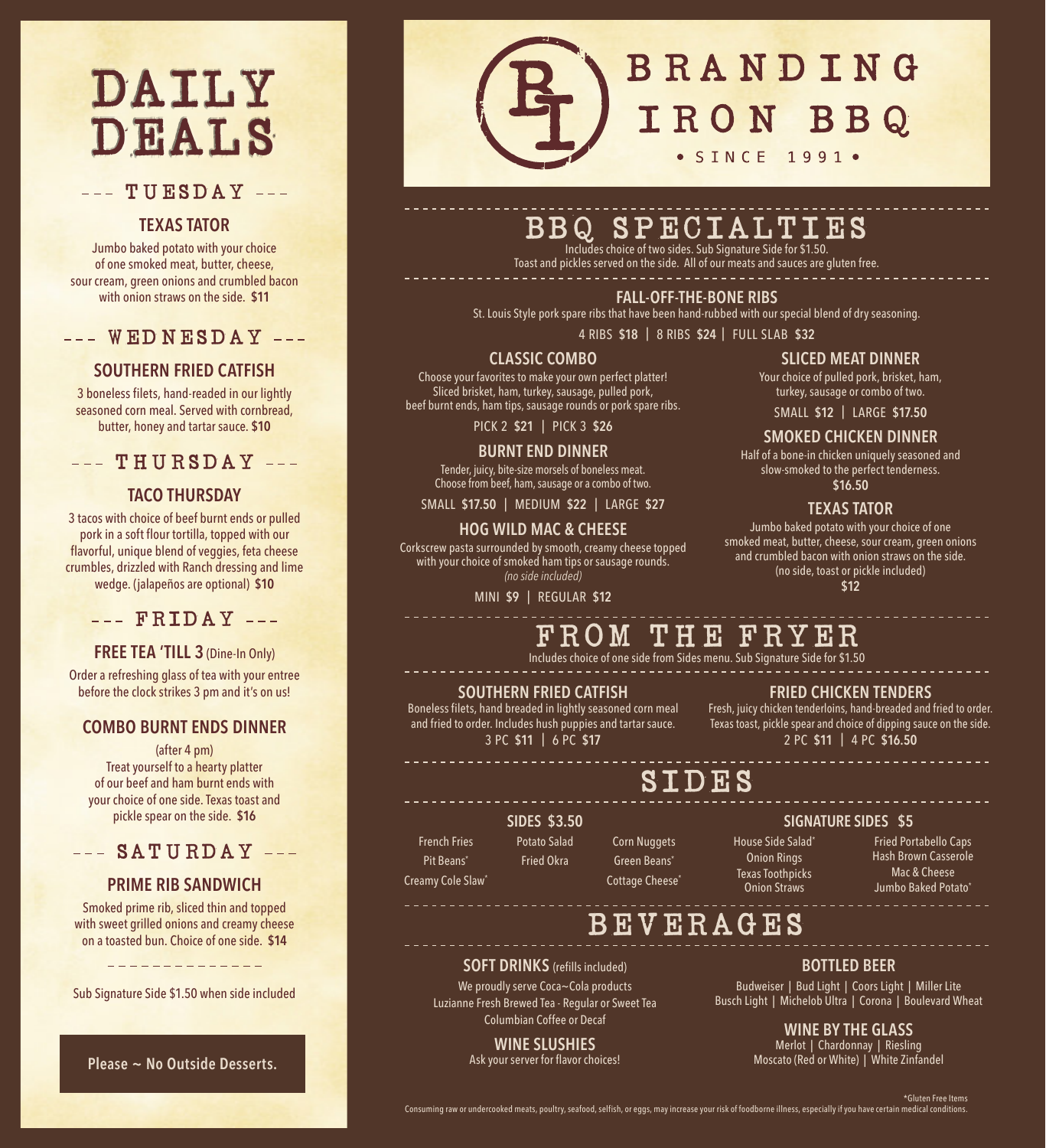# DAILY DEALS

## --- TUESDAY ---

### TEXAS TATOR

Jumbo baked potato with your choice of one smoked meat, butter, cheese, sour cream, green onions and crumbled bacon with onion straws on the side. **$11**

## --- WEDNESDAY ---

### SOUTHERN FRIED CATFISH

3 boneless filets, hand-readed in our lightly seasoned corn meal. Served with cornbread, butter, honey and tartar sauce. **$10**

## --- THURSDAY ---

### TACO THURSDAY

3 tacos with choice of beef burnt ends or pulled pork in a soft flour tortilla, topped with our flavorful, unique blend of veggies, feta cheese crumbles, drizzled with Ranch dressing and lime wedge. (jalapeños are optional) **$10**

## --- FRIDAY ---

### FREE TEA 'TILL 3 (Dine-In Only)

Order a refreshing glass of tea with your entree before the clock strikes 3 pm and it's on us!

### COMBO BURNT ENDS DINNER

(after 4 pm)
Treat yourself to a hearty platter of our beef and ham burnt ends with your choice of one side. Texas toast and pickle spear on the side. **$16**

## --- SATURDAY ---

### PRIME RIB SANDWICH

Smoked prime rib, sliced thin and topped with sweet grilled onions and creamy cheese on a toasted bun. Choice of one side. **$14**

Sub Signature Side $1.50 when side included

**Please ~ No Outside Desserts.**

# BRANDING IRON BBQ

• SINCE 1991 •

## BBQ SPECIALTIES

Includes choice of two sides. Sub Signature Side for $1.50.
Toast and pickles served on the side. All of our meats and sauces are gluten free.

### FALL-OFF-THE-BONE RIBS

St. Louis Style pork spare ribs that have been hand-rubbed with our special blend of dry seasoning.

4 RIBS **$18** | 8 RIBS **$24** | FULL SLAB **$32**

### CLASSIC COMBO

Choose your favorites to make your own perfect platter! Sliced brisket, ham, turkey, sausage, pulled pork, beef burnt ends, ham tips, sausage rounds or pork spare ribs.

PICK 2 **$21** | PICK 3 **$26**

### BURNT END DINNER

Tender, juicy, bite-size morsels of boneless meat. Choose from beef, ham, sausage or a combo of two.

SMALL **$17.50** | MEDIUM **$22** | LARGE **$27**

### HOG WILD MAC & CHEESE

Corkscrew pasta surrounded by smooth, creamy cheese topped with your choice of smoked ham tips or sausage rounds.
*(no side included)*

MINI **$9** | REGULAR **$12**

### SLICED MEAT DINNER

Your choice of pulled pork, brisket, ham, turkey, sausage or combo of two.

SMALL **$12** | LARGE **$17.50**

### SMOKED CHICKEN DINNER

Half of a bone-in chicken uniquely seasoned and slow-smoked to the perfect tenderness.

**$16.50**

### TEXAS TATOR

Jumbo baked potato with your choice of one smoked meat, butter, cheese, sour cream, green onions and crumbled bacon with onion straws on the side.
(no side, toast or pickle included)

**$12**

## FROM THE FRYER

Includes choice of one side from Sides menu. Sub Signature Side for $1.50

### SOUTHERN FRIED CATFISH

Boneless filets, hand breaded in lightly seasoned corn meal and fried to order. Includes hush puppies and tartar sauce.

3 PC **$11** | 6 PC **$17**

### FRIED CHICKEN TENDERS

Fresh, juicy chicken tenderloins, hand-breaded and fried to order. Texas toast, pickle spear and choice of dipping sauce on the side.

2 PC **$11** | 4 PC **$16.50**

## SIDES

### SIDES $3.50

- French Fries
- Pit Beans*
- Creamy Cole Slaw*
- Potato Salad
- Fried Okra
- Corn Nuggets
- Green Beans*
- Cottage Cheese*

### SIGNATURE SIDES $5

- House Side Salad*
- Onion Rings
- Texas Toothpicks
- Onion Straws
- Fried Portabello Caps
- Hash Brown Casserole
- Mac & Cheese
- Jumbo Baked Potato*

## BEVERAGES

### SOFT DRINKS (refills included)

We proudly serve Coca~Cola products
Luzianne Fresh Brewed Tea - Regular or Sweet Tea
Columbian Coffee or Decaf

### WINE SLUSHIES

Ask your server for flavor choices!

### BOTTLED BEER

Budweiser | Bud Light | Coors Light | Miller Lite
Busch Light | Michelob Ultra | Corona | Boulevard Wheat

### WINE BY THE GLASS

Merlot | Chardonnay | Riesling
Moscato (Red or White) | White Zinfandel

*Gluten Free Items

Consuming raw or undercooked meats, poultry, seafood, selfish, or eggs, may increase your risk of foodborne illness, especially if you have certain medical conditions.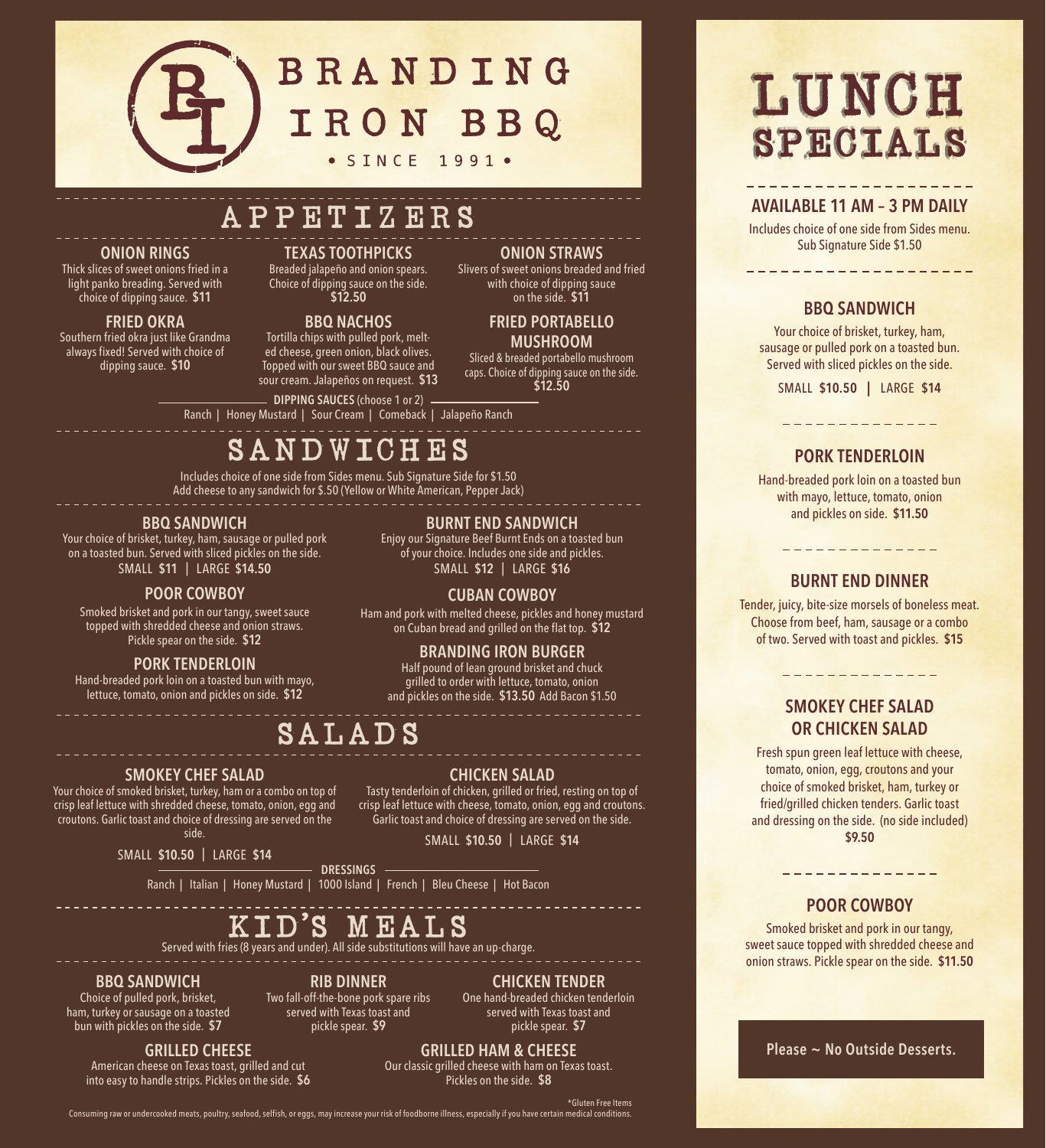# BRANDING IRON BBQ

• SINCE 1991 •

## APPETIZERS

### ONION RINGS
Thick slices of sweet onions fried in a light panko breading. Served with choice of dipping sauce. **$11**

### TEXAS TOOTHPICKS
Breaded jalapeño and onion spears. Choice of dipping sauce on the side. **$12.50**

### ONION STRAWS
Slivers of sweet onions breaded and fried with choice of dipping sauce on the side. **$11**

### FRIED OKRA
Southern fried okra just like Grandma always fixed! Served with choice of dipping sauce. **$10**

### BBQ NACHOS
Tortilla chips with pulled pork, melted cheese, green onion, black olives. Topped with our sweet BBQ sauce and sour cream. Jalapeños on request. **$13**

### FRIED PORTABELLO MUSHROOM
Sliced & breaded portabello mushroom caps. Choice of dipping sauce on the side. **$12.50**

**DIPPING SAUCES** (choose 1 or 2)

Ranch | Honey Mustard | Sour Cream | Comeback | Jalapeño Ranch

## SANDWICHES

Includes choice of one side from Sides menu. Sub Signature Side for $1.50
Add cheese to any sandwich for $.50 (Yellow or White American, Pepper Jack)

### BBQ SANDWICH
Your choice of brisket, turkey, ham, sausage or pulled pork on a toasted bun. Served with sliced pickles on the side.
SMALL **$11** | LARGE **$14.50**

### BURNT END SANDWICH
Enjoy our Signature Beef Burnt Ends on a toasted bun of your choice. Includes one side and pickles.
SMALL **$12** | LARGE **$16**

### POOR COWBOY
Smoked brisket and pork in our tangy, sweet sauce topped with shredded cheese and onion straws. Pickle spear on the side. **$12**

### CUBAN COWBOY
Ham and pork with melted cheese, pickles and honey mustard on Cuban bread and grilled on the flat top. **$12**

### PORK TENDERLOIN
Hand-breaded pork loin on a toasted bun with mayo, lettuce, tomato, onion and pickles on side. **$12**

### BRANDING IRON BURGER
Half pound of lean ground brisket and chuck grilled to order with lettuce, tomato, onion and pickles on the side. **$13.50** Add Bacon $1.50

## SALADS

### SMOKEY CHEF SALAD
Your choice of smoked brisket, turkey, ham or a combo on top of crisp leaf lettuce with shredded cheese, tomato, onion, egg and croutons. Garlic toast and choice of dressing are served on the side.
SMALL **$10.50** | LARGE **$14**

### CHICKEN SALAD
Tasty tenderloin of chicken, grilled or fried, resting on top of crisp leaf lettuce with cheese, tomato, onion, egg and croutons. Garlic toast and choice of dressing are served on the side.
SMALL **$10.50** | LARGE **$14**

**DRESSINGS**

Ranch | Italian | Honey Mustard | 1000 Island | French | Bleu Cheese | Hot Bacon

## KID'S MEALS

Served with fries (8 years and under). All side substitutions will have an up-charge.

### BBQ SANDWICH
Choice of pulled pork, brisket, ham, turkey or sausage on a toasted bun with pickles on the side. **$7**

### RIB DINNER
Two fall-off-the-bone pork spare ribs served with Texas toast and pickle spear. **$9**

### CHICKEN TENDER
One hand-breaded chicken tenderloin served with Texas toast and pickle spear. **$7**

### GRILLED CHEESE
American cheese on Texas toast, grilled and cut into easy to handle strips. Pickles on the side. **$6**

### GRILLED HAM & CHEESE
Our classic grilled cheese with ham on Texas toast. Pickles on the side. **$8**

*Gluten Free Items

Consuming raw or undercooked meats, poultry, seafood, selfish, or eggs, may increase your risk of foodborne illness, especially if you have certain medical conditions.

## LUNCH SPECIALS

**AVAILABLE 11 AM – 3 PM DAILY**

Includes choice of one side from Sides menu. Sub Signature Side $1.50

### BBQ SANDWICH
Your choice of brisket, turkey, ham, sausage or pulled pork on a toasted bun. Served with sliced pickles on the side.
SMALL **$10.50** | LARGE **$14**

### PORK TENDERLOIN
Hand-breaded pork loin on a toasted bun with mayo, lettuce, tomato, onion and pickles on side. **$11.50**

### BURNT END DINNER
Tender, juicy, bite-size morsels of boneless meat. Choose from beef, ham, sausage or a combo of two. Served with toast and pickles. **$15**

### SMOKEY CHEF SALAD OR CHICKEN SALAD
Fresh spun green leaf lettuce with cheese, tomato, onion, egg, croutons and your choice of smoked brisket, ham, turkey or fried/grilled chicken tenders. Garlic toast and dressing on the side. (no side included)
**$9.50**

### POOR COWBOY
Smoked brisket and pork in our tangy, sweet sauce topped with shredded cheese and onion straws. Pickle spear on the side. **$11.50**

**Please ~ No Outside Desserts.**